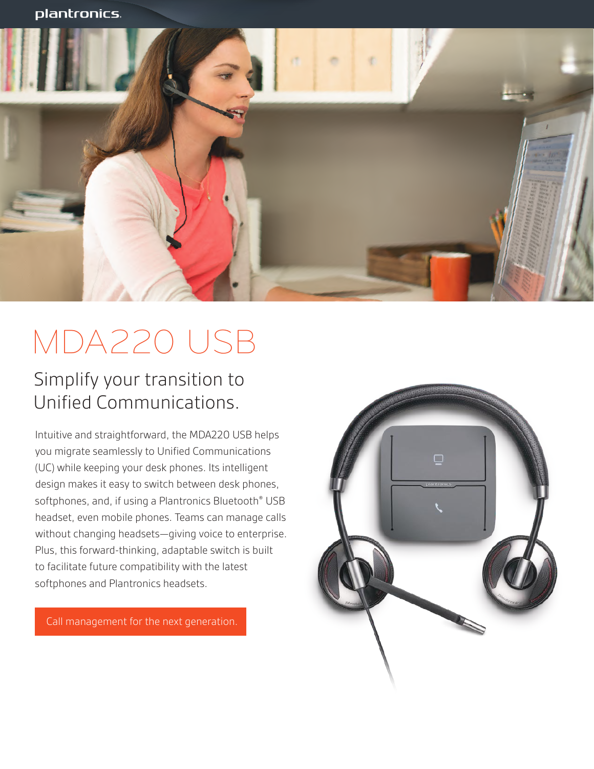# MDA220 USB

## Simplify your transition to Unified Communications.

Intuitive and straightforward, the MDA220 USB helps you migrate seamlessly to Unified Communications (UC) while keeping your desk phones. Its intelligent design makes it easy to switch between desk phones, softphones, and, if using a Plantronics Bluetooth® USB headset, even mobile phones. Teams can manage calls without changing headsets—giving voice to enterprise. Plus, this forward-thinking, adaptable switch is built to facilitate future compatibility with the latest softphones and Plantronics headsets.

Call management for the next generation.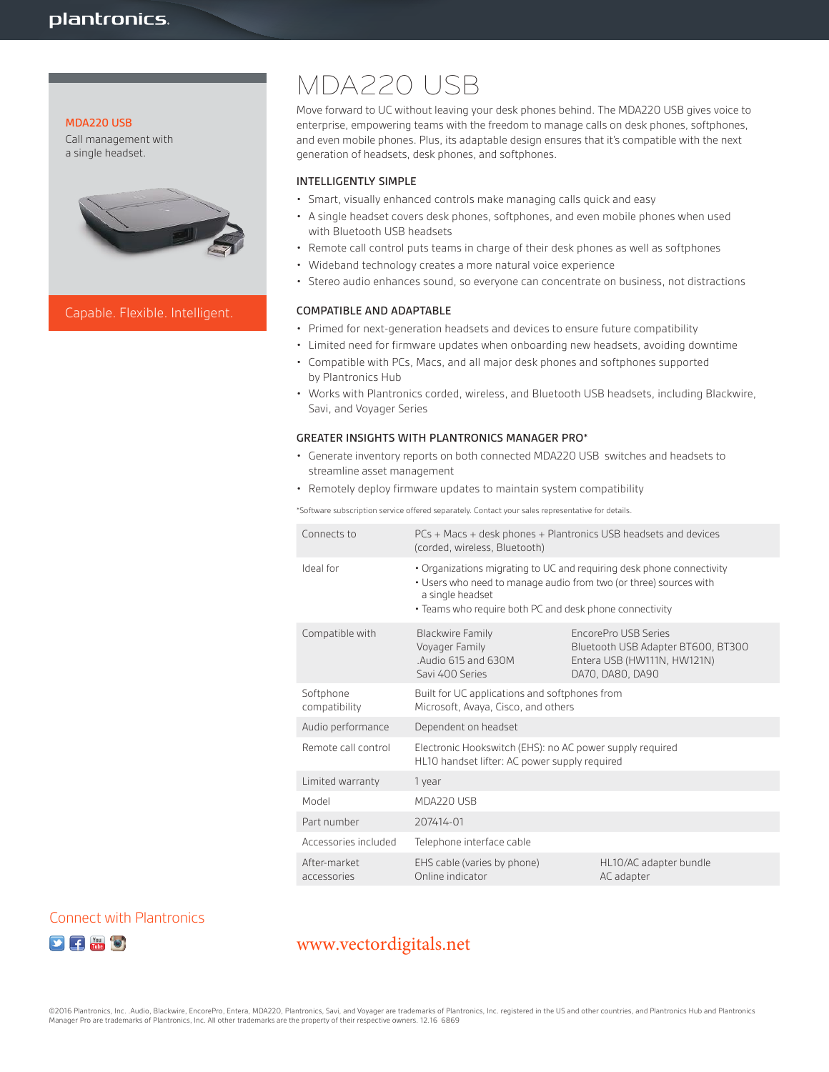MDA220 USB

Call management with a single headset.

Capable. Flexible. Intelligent.

# MDA220 USB

Move forward to UC without leaving your desk phones behind. The MDA220 USB gives voice to enterprise, empowering teams with the freedom to manage calls on desk phones, softphones, and even mobile phones. Plus, its adaptable design ensures that it's compatible with the next generation of headsets, desk phones, and softphones.

## INTELLIGENTLY SIMPLE

- Smart, visually enhanced controls make managing calls quick and easy
- A single headset covers desk phones, softphones, and even mobile phones when used with Bluetooth USB headsets
- Remote call control puts teams in charge of their desk phones as well as softphones
- Wideband technology creates a more natural voice experience
- Stereo audio enhances sound, so everyone can concentrate on business, not distractions

## COMPATIBLE AND ADAPTABLE

- Primed for next-generation headsets and devices to ensure future compatibility
- Limited need for firmware updates when onboarding new headsets, avoiding downtime
- Compatible with PCs, Macs, and all major desk phones and softphones supported by Plantronics Hub
- Works with Plantronics corded, wireless, and Bluetooth USB headsets, including Blackwire, Savi, and Voyager Series

## GREATER INSIGHTS WITH PLANTRONICS MANAGER PRO*

- Generate inventory reports on both connected MDA220 USB switches and headsets to streamline asset management
- Remotely deploy firmware updates to maintain system compatibility

*Software subscription service offered separately. Contact your sales representative for details.

| | | |
|---|---|---|
| Connects to | PCs + Macs + desk phones + Plantronics USB headsets and devices (corded, wireless, Bluetooth) | |
| Ideal for | • Organizations migrating to UC and requiring desk phone connectivity<br>• Users who need to manage audio from two (or three) sources with a single headset<br>• Teams who require both PC and desk phone connectivity | |
| Compatible with | Blackwire Family<br>Voyager Family<br>.Audio 615 and 630M<br>Savi 400 Series | EncorePro USB Series<br>Bluetooth USB Adapter BT600, BT300<br>Entera USB (HW111N, HW121N)<br>DA70, DA80, DA90 |
| Softphone compatibility | Built for UC applications and softphones from Microsoft, Avaya, Cisco, and others | |
| Audio performance | Dependent on headset | |
| Remote call control | Electronic Hookswitch (EHS): no AC power supply required<br>HL10 handset lifter: AC power supply required | |
| Limited warranty | 1 year | |
| Model | MDA220 USB | |
| Part number | 207414-01 | |
| Accessories included | Telephone interface cable | |
| After-market accessories | EHS cable (varies by phone)<br>Online indicator | HL10/AC adapter bundle<br>AC adapter |

Connect with Plantronics

www.vectordigitals.net

©2016 Plantronics, Inc. .Audio, Blackwire, EncorePro, Entera, MDA220, Plantronics, Savi, and Voyager are trademarks of Plantronics, Inc. registered in the US and other countries, and Plantronics Hub and Plantronics Manager Pro are trademarks of Plantronics, Inc. All other trademarks are the property of their respective owners. 12.16 6869